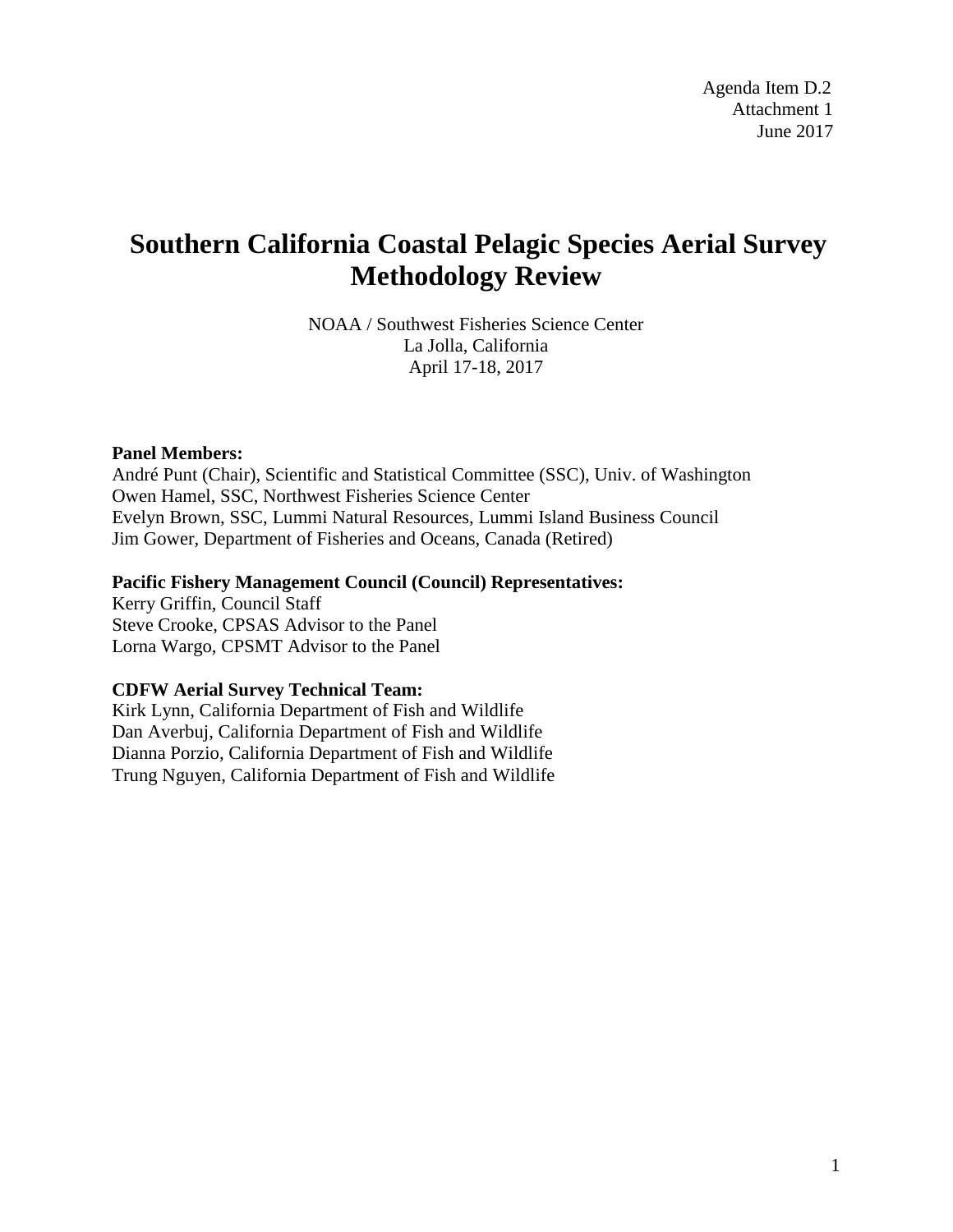Agenda Item D.2
Attachment 1
June 2017

# Southern California Coastal Pelagic Species Aerial Survey Methodology Review

NOAA / Southwest Fisheries Science Center
La Jolla, California
April 17-18, 2017

**Panel Members:**
André Punt (Chair), Scientific and Statistical Committee (SSC), Univ. of Washington
Owen Hamel, SSC, Northwest Fisheries Science Center
Evelyn Brown, SSC, Lummi Natural Resources, Lummi Island Business Council
Jim Gower, Department of Fisheries and Oceans, Canada (Retired)

**Pacific Fishery Management Council (Council) Representatives:**
Kerry Griffin, Council Staff
Steve Crooke, CPSAS Advisor to the Panel
Lorna Wargo, CPSMT Advisor to the Panel

**CDFW Aerial Survey Technical Team:**
Kirk Lynn, California Department of Fish and Wildlife
Dan Averbuj, California Department of Fish and Wildlife
Dianna Porzio, California Department of Fish and Wildlife
Trung Nguyen, California Department of Fish and Wildlife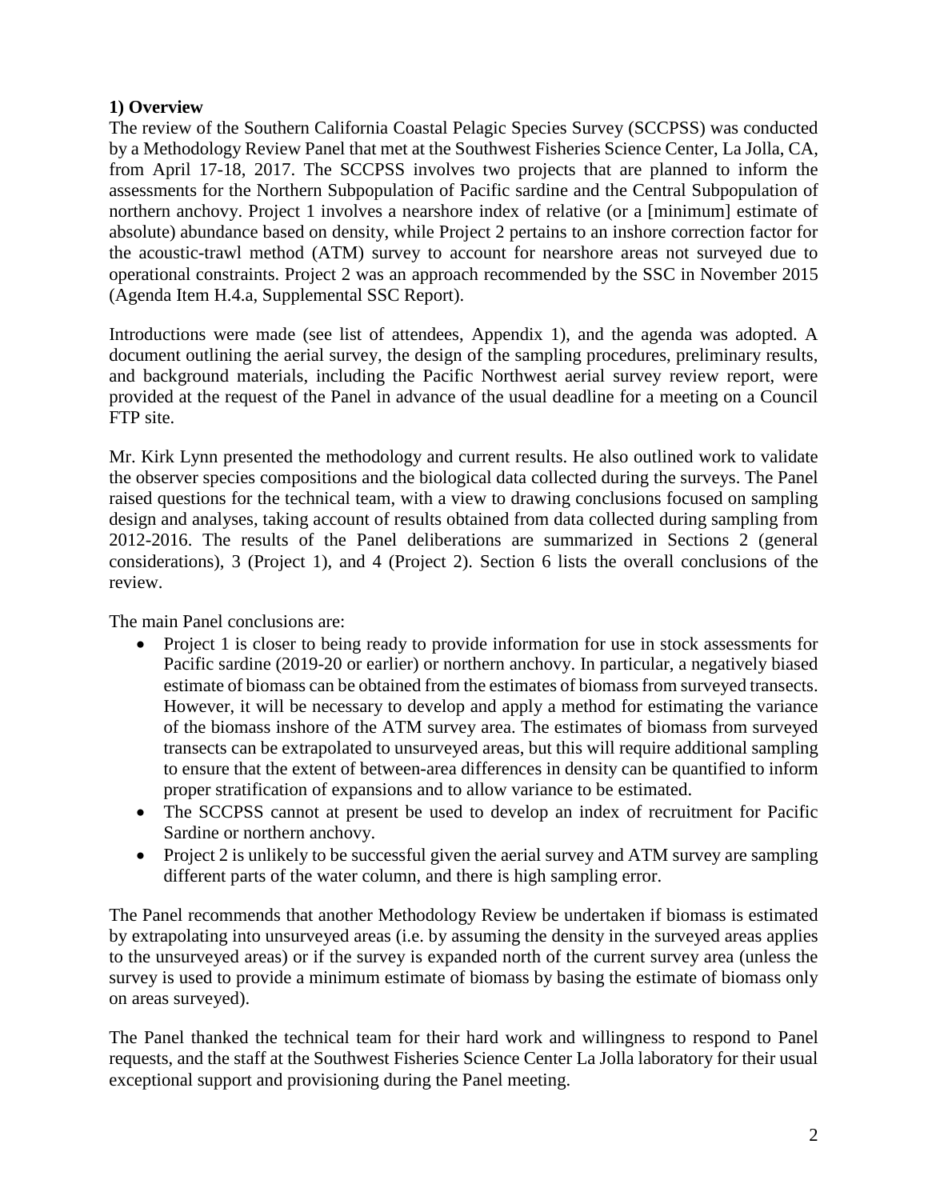## 1) Overview

The review of the Southern California Coastal Pelagic Species Survey (SCCPSS) was conducted by a Methodology Review Panel that met at the Southwest Fisheries Science Center, La Jolla, CA, from April 17-18, 2017. The SCCPSS involves two projects that are planned to inform the assessments for the Northern Subpopulation of Pacific sardine and the Central Subpopulation of northern anchovy. Project 1 involves a nearshore index of relative (or a [minimum] estimate of absolute) abundance based on density, while Project 2 pertains to an inshore correction factor for the acoustic-trawl method (ATM) survey to account for nearshore areas not surveyed due to operational constraints. Project 2 was an approach recommended by the SSC in November 2015 (Agenda Item H.4.a, Supplemental SSC Report).

Introductions were made (see list of attendees, Appendix 1), and the agenda was adopted. A document outlining the aerial survey, the design of the sampling procedures, preliminary results, and background materials, including the Pacific Northwest aerial survey review report, were provided at the request of the Panel in advance of the usual deadline for a meeting on a Council FTP site.

Mr. Kirk Lynn presented the methodology and current results. He also outlined work to validate the observer species compositions and the biological data collected during the surveys. The Panel raised questions for the technical team, with a view to drawing conclusions focused on sampling design and analyses, taking account of results obtained from data collected during sampling from 2012-2016. The results of the Panel deliberations are summarized in Sections 2 (general considerations), 3 (Project 1), and 4 (Project 2). Section 6 lists the overall conclusions of the review.

The main Panel conclusions are:

- Project 1 is closer to being ready to provide information for use in stock assessments for Pacific sardine (2019-20 or earlier) or northern anchovy. In particular, a negatively biased estimate of biomass can be obtained from the estimates of biomass from surveyed transects. However, it will be necessary to develop and apply a method for estimating the variance of the biomass inshore of the ATM survey area. The estimates of biomass from surveyed transects can be extrapolated to unsurveyed areas, but this will require additional sampling to ensure that the extent of between-area differences in density can be quantified to inform proper stratification of expansions and to allow variance to be estimated.
- The SCCPSS cannot at present be used to develop an index of recruitment for Pacific Sardine or northern anchovy.
- Project 2 is unlikely to be successful given the aerial survey and ATM survey are sampling different parts of the water column, and there is high sampling error.

The Panel recommends that another Methodology Review be undertaken if biomass is estimated by extrapolating into unsurveyed areas (i.e. by assuming the density in the surveyed areas applies to the unsurveyed areas) or if the survey is expanded north of the current survey area (unless the survey is used to provide a minimum estimate of biomass by basing the estimate of biomass only on areas surveyed).

The Panel thanked the technical team for their hard work and willingness to respond to Panel requests, and the staff at the Southwest Fisheries Science Center La Jolla laboratory for their usual exceptional support and provisioning during the Panel meeting.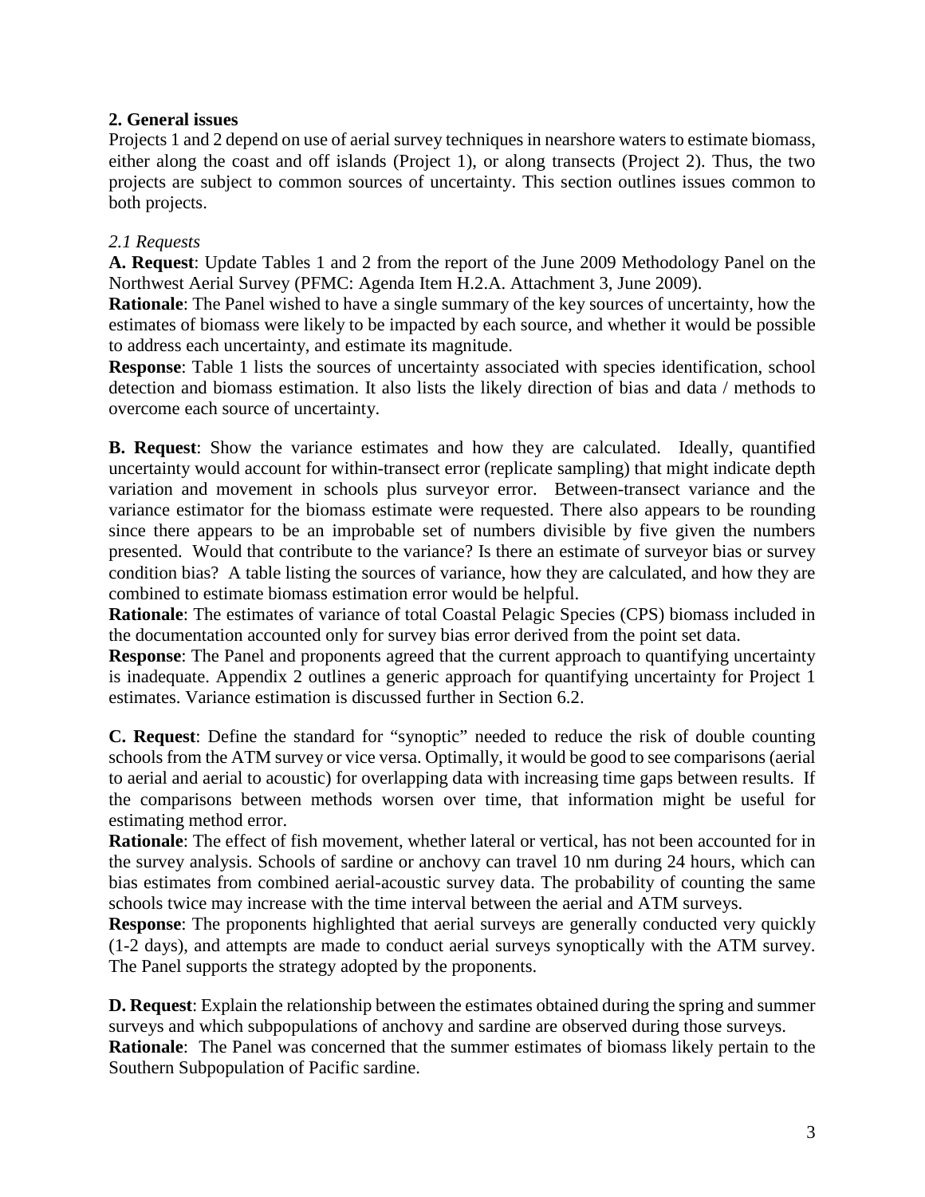## 2. General issues

Projects 1 and 2 depend on use of aerial survey techniques in nearshore waters to estimate biomass, either along the coast and off islands (Project 1), or along transects (Project 2). Thus, the two projects are subject to common sources of uncertainty. This section outlines issues common to both projects.

### *2.1 Requests*

**A. Request**: Update Tables 1 and 2 from the report of the June 2009 Methodology Panel on the Northwest Aerial Survey (PFMC: Agenda Item H.2.A. Attachment 3, June 2009).

**Rationale**: The Panel wished to have a single summary of the key sources of uncertainty, how the estimates of biomass were likely to be impacted by each source, and whether it would be possible to address each uncertainty, and estimate its magnitude.

**Response**: Table 1 lists the sources of uncertainty associated with species identification, school detection and biomass estimation. It also lists the likely direction of bias and data / methods to overcome each source of uncertainty.

**B. Request**: Show the variance estimates and how they are calculated. Ideally, quantified uncertainty would account for within-transect error (replicate sampling) that might indicate depth variation and movement in schools plus surveyor error. Between-transect variance and the variance estimator for the biomass estimate were requested. There also appears to be rounding since there appears to be an improbable set of numbers divisible by five given the numbers presented. Would that contribute to the variance? Is there an estimate of surveyor bias or survey condition bias? A table listing the sources of variance, how they are calculated, and how they are combined to estimate biomass estimation error would be helpful.

**Rationale**: The estimates of variance of total Coastal Pelagic Species (CPS) biomass included in the documentation accounted only for survey bias error derived from the point set data.

**Response**: The Panel and proponents agreed that the current approach to quantifying uncertainty is inadequate. Appendix 2 outlines a generic approach for quantifying uncertainty for Project 1 estimates. Variance estimation is discussed further in Section 6.2.

**C. Request**: Define the standard for "synoptic" needed to reduce the risk of double counting schools from the ATM survey or vice versa. Optimally, it would be good to see comparisons (aerial to aerial and aerial to acoustic) for overlapping data with increasing time gaps between results. If the comparisons between methods worsen over time, that information might be useful for estimating method error.

**Rationale**: The effect of fish movement, whether lateral or vertical, has not been accounted for in the survey analysis. Schools of sardine or anchovy can travel 10 nm during 24 hours, which can bias estimates from combined aerial-acoustic survey data. The probability of counting the same schools twice may increase with the time interval between the aerial and ATM surveys.

**Response**: The proponents highlighted that aerial surveys are generally conducted very quickly (1-2 days), and attempts are made to conduct aerial surveys synoptically with the ATM survey. The Panel supports the strategy adopted by the proponents.

**D. Request**: Explain the relationship between the estimates obtained during the spring and summer surveys and which subpopulations of anchovy and sardine are observed during those surveys.

**Rationale**: The Panel was concerned that the summer estimates of biomass likely pertain to the Southern Subpopulation of Pacific sardine.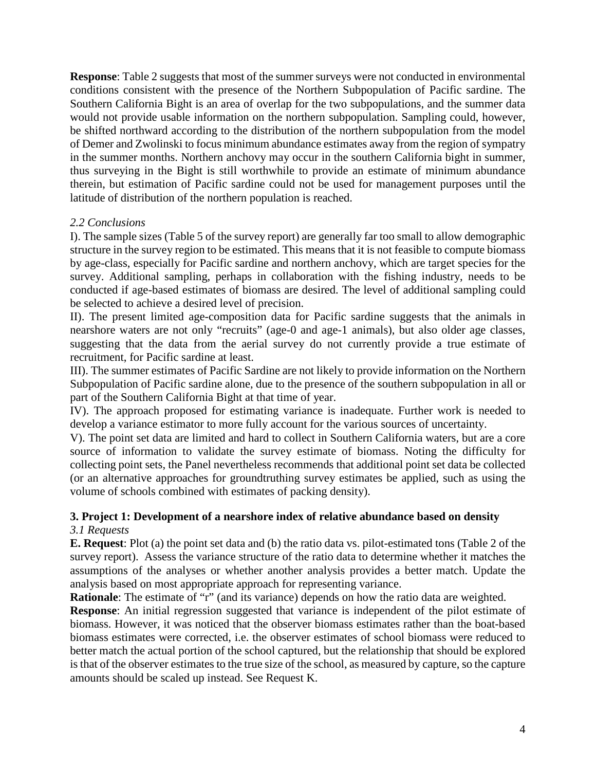**Response**: Table 2 suggests that most of the summer surveys were not conducted in environmental conditions consistent with the presence of the Northern Subpopulation of Pacific sardine. The Southern California Bight is an area of overlap for the two subpopulations, and the summer data would not provide usable information on the northern subpopulation. Sampling could, however, be shifted northward according to the distribution of the northern subpopulation from the model of Demer and Zwolinski to focus minimum abundance estimates away from the region of sympatry in the summer months. Northern anchovy may occur in the southern California bight in summer, thus surveying in the Bight is still worthwhile to provide an estimate of minimum abundance therein, but estimation of Pacific sardine could not be used for management purposes until the latitude of distribution of the northern population is reached.

*2.2 Conclusions*

I). The sample sizes (Table 5 of the survey report) are generally far too small to allow demographic structure in the survey region to be estimated. This means that it is not feasible to compute biomass by age-class, especially for Pacific sardine and northern anchovy, which are target species for the survey. Additional sampling, perhaps in collaboration with the fishing industry, needs to be conducted if age-based estimates of biomass are desired. The level of additional sampling could be selected to achieve a desired level of precision.

II). The present limited age-composition data for Pacific sardine suggests that the animals in nearshore waters are not only "recruits" (age-0 and age-1 animals), but also older age classes, suggesting that the data from the aerial survey do not currently provide a true estimate of recruitment, for Pacific sardine at least.

III). The summer estimates of Pacific Sardine are not likely to provide information on the Northern Subpopulation of Pacific sardine alone, due to the presence of the southern subpopulation in all or part of the Southern California Bight at that time of year.

IV). The approach proposed for estimating variance is inadequate. Further work is needed to develop a variance estimator to more fully account for the various sources of uncertainty.

V). The point set data are limited and hard to collect in Southern California waters, but are a core source of information to validate the survey estimate of biomass. Noting the difficulty for collecting point sets, the Panel nevertheless recommends that additional point set data be collected (or an alternative approaches for groundtruthing survey estimates be applied, such as using the volume of schools combined with estimates of packing density).

## 3. Project 1: Development of a nearshore index of relative abundance based on density

*3.1 Requests*

**E. Request**: Plot (a) the point set data and (b) the ratio data vs. pilot-estimated tons (Table 2 of the survey report). Assess the variance structure of the ratio data to determine whether it matches the assumptions of the analyses or whether another analysis provides a better match. Update the analysis based on most appropriate approach for representing variance.

**Rationale**: The estimate of "r" (and its variance) depends on how the ratio data are weighted.

**Response**: An initial regression suggested that variance is independent of the pilot estimate of biomass. However, it was noticed that the observer biomass estimates rather than the boat-based biomass estimates were corrected, i.e. the observer estimates of school biomass were reduced to better match the actual portion of the school captured, but the relationship that should be explored is that of the observer estimates to the true size of the school, as measured by capture, so the capture amounts should be scaled up instead. See Request K.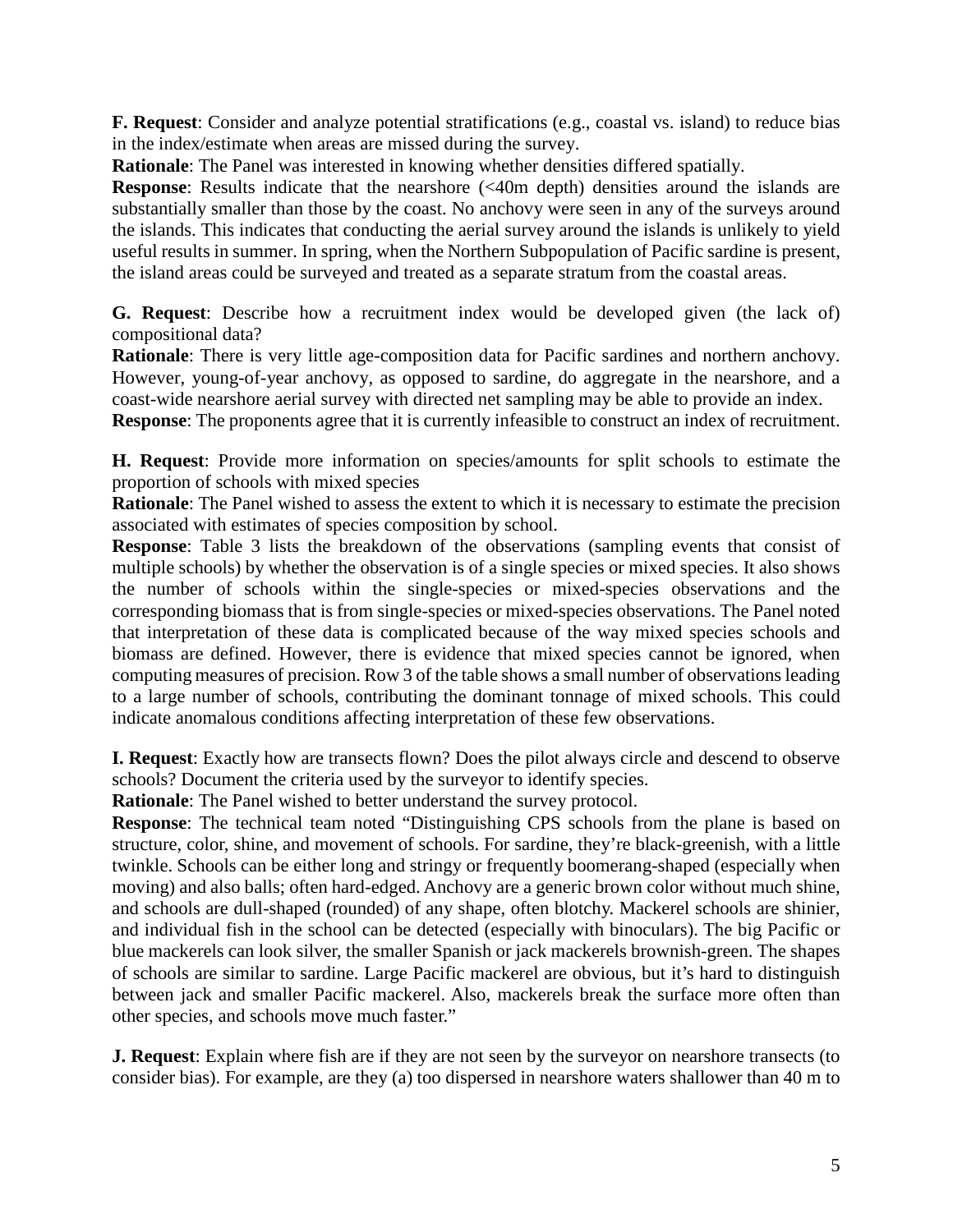**F. Request**: Consider and analyze potential stratifications (e.g., coastal vs. island) to reduce bias in the index/estimate when areas are missed during the survey.

**Rationale**: The Panel was interested in knowing whether densities differed spatially.

**Response**: Results indicate that the nearshore (<40m depth) densities around the islands are substantially smaller than those by the coast. No anchovy were seen in any of the surveys around the islands. This indicates that conducting the aerial survey around the islands is unlikely to yield useful results in summer. In spring, when the Northern Subpopulation of Pacific sardine is present, the island areas could be surveyed and treated as a separate stratum from the coastal areas.

**G. Request**: Describe how a recruitment index would be developed given (the lack of) compositional data?

**Rationale**: There is very little age-composition data for Pacific sardines and northern anchovy. However, young-of-year anchovy, as opposed to sardine, do aggregate in the nearshore, and a coast-wide nearshore aerial survey with directed net sampling may be able to provide an index.

**Response**: The proponents agree that it is currently infeasible to construct an index of recruitment.

**H. Request**: Provide more information on species/amounts for split schools to estimate the proportion of schools with mixed species

**Rationale**: The Panel wished to assess the extent to which it is necessary to estimate the precision associated with estimates of species composition by school.

**Response**: Table 3 lists the breakdown of the observations (sampling events that consist of multiple schools) by whether the observation is of a single species or mixed species. It also shows the number of schools within the single-species or mixed-species observations and the corresponding biomass that is from single-species or mixed-species observations. The Panel noted that interpretation of these data is complicated because of the way mixed species schools and biomass are defined. However, there is evidence that mixed species cannot be ignored, when computing measures of precision. Row 3 of the table shows a small number of observations leading to a large number of schools, contributing the dominant tonnage of mixed schools. This could indicate anomalous conditions affecting interpretation of these few observations.

**I. Request**: Exactly how are transects flown? Does the pilot always circle and descend to observe schools? Document the criteria used by the surveyor to identify species.

**Rationale**: The Panel wished to better understand the survey protocol.

**Response**: The technical team noted "Distinguishing CPS schools from the plane is based on structure, color, shine, and movement of schools. For sardine, they're black-greenish, with a little twinkle. Schools can be either long and stringy or frequently boomerang-shaped (especially when moving) and also balls; often hard-edged. Anchovy are a generic brown color without much shine, and schools are dull-shaped (rounded) of any shape, often blotchy. Mackerel schools are shinier, and individual fish in the school can be detected (especially with binoculars). The big Pacific or blue mackerels can look silver, the smaller Spanish or jack mackerels brownish-green. The shapes of schools are similar to sardine. Large Pacific mackerel are obvious, but it's hard to distinguish between jack and smaller Pacific mackerel. Also, mackerels break the surface more often than other species, and schools move much faster."

**J. Request**: Explain where fish are if they are not seen by the surveyor on nearshore transects (to consider bias). For example, are they (a) too dispersed in nearshore waters shallower than 40 m to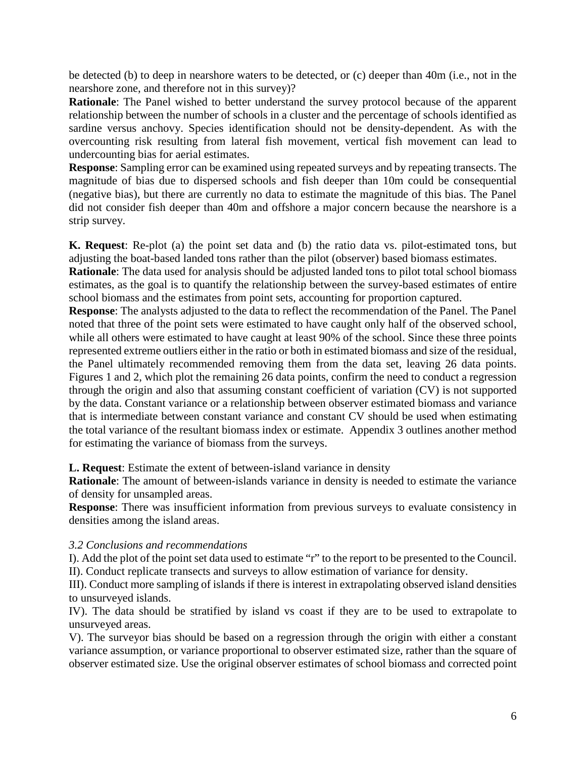be detected (b) to deep in nearshore waters to be detected, or (c) deeper than 40m (i.e., not in the nearshore zone, and therefore not in this survey)?

**Rationale**: The Panel wished to better understand the survey protocol because of the apparent relationship between the number of schools in a cluster and the percentage of schools identified as sardine versus anchovy. Species identification should not be density-dependent. As with the overcounting risk resulting from lateral fish movement, vertical fish movement can lead to undercounting bias for aerial estimates.

**Response**: Sampling error can be examined using repeated surveys and by repeating transects. The magnitude of bias due to dispersed schools and fish deeper than 10m could be consequential (negative bias), but there are currently no data to estimate the magnitude of this bias. The Panel did not consider fish deeper than 40m and offshore a major concern because the nearshore is a strip survey.

**K. Request**: Re-plot (a) the point set data and (b) the ratio data vs. pilot-estimated tons, but adjusting the boat-based landed tons rather than the pilot (observer) based biomass estimates.

**Rationale**: The data used for analysis should be adjusted landed tons to pilot total school biomass estimates, as the goal is to quantify the relationship between the survey-based estimates of entire school biomass and the estimates from point sets, accounting for proportion captured.

**Response**: The analysts adjusted to the data to reflect the recommendation of the Panel. The Panel noted that three of the point sets were estimated to have caught only half of the observed school, while all others were estimated to have caught at least 90% of the school. Since these three points represented extreme outliers either in the ratio or both in estimated biomass and size of the residual, the Panel ultimately recommended removing them from the data set, leaving 26 data points. Figures 1 and 2, which plot the remaining 26 data points, confirm the need to conduct a regression through the origin and also that assuming constant coefficient of variation (CV) is not supported by the data. Constant variance or a relationship between observer estimated biomass and variance that is intermediate between constant variance and constant CV should be used when estimating the total variance of the resultant biomass index or estimate. Appendix 3 outlines another method for estimating the variance of biomass from the surveys.

**L. Request**: Estimate the extent of between-island variance in density

**Rationale**: The amount of between-islands variance in density is needed to estimate the variance of density for unsampled areas.

**Response**: There was insufficient information from previous surveys to evaluate consistency in densities among the island areas.

*3.2 Conclusions and recommendations*

I). Add the plot of the point set data used to estimate "r" to the report to be presented to the Council.

II). Conduct replicate transects and surveys to allow estimation of variance for density.

III). Conduct more sampling of islands if there is interest in extrapolating observed island densities to unsurveyed islands.

IV). The data should be stratified by island vs coast if they are to be used to extrapolate to unsurveyed areas.

V). The surveyor bias should be based on a regression through the origin with either a constant variance assumption, or variance proportional to observer estimated size, rather than the square of observer estimated size. Use the original observer estimates of school biomass and corrected point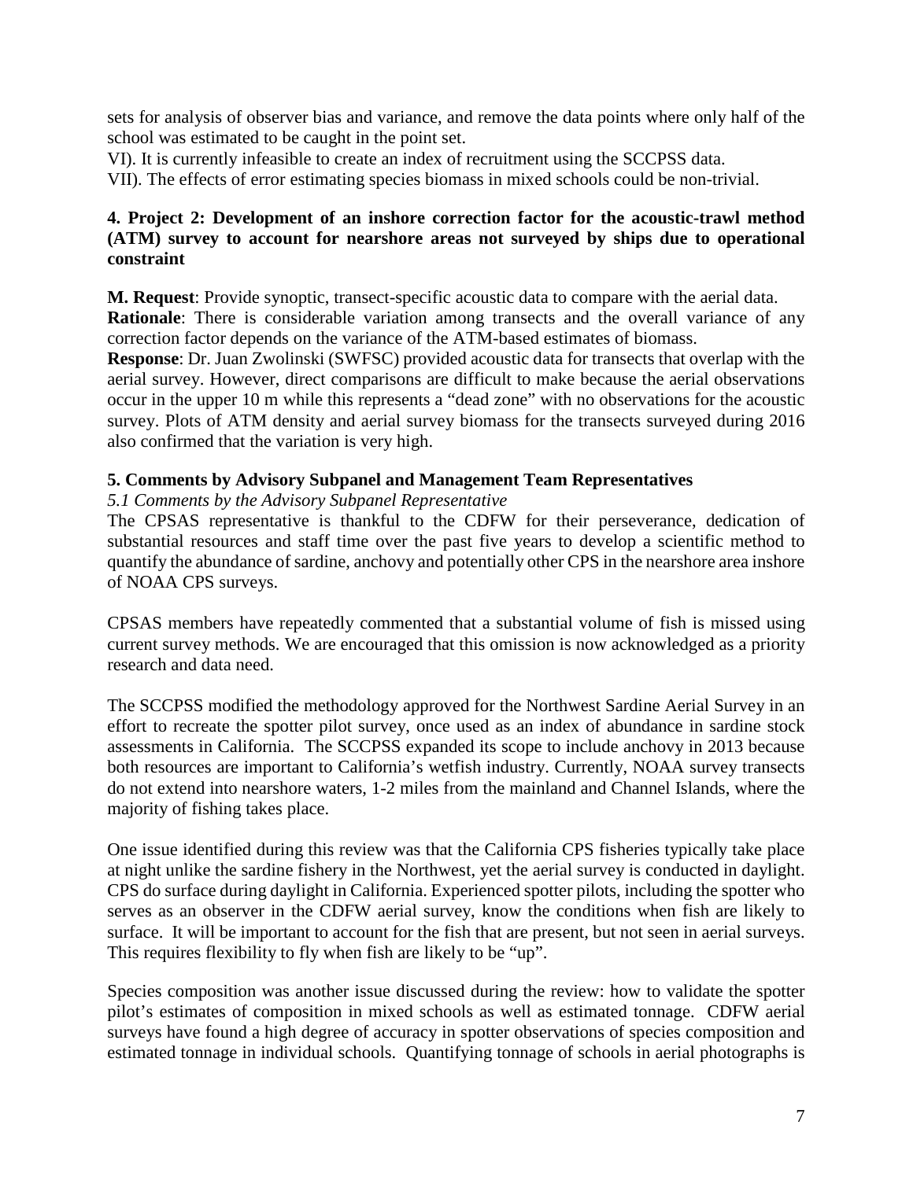sets for analysis of observer bias and variance, and remove the data points where only half of the school was estimated to be caught in the point set.

VI). It is currently infeasible to create an index of recruitment using the SCCPSS data.

VII). The effects of error estimating species biomass in mixed schools could be non-trivial.

## 4. Project 2: Development of an inshore correction factor for the acoustic-trawl method (ATM) survey to account for nearshore areas not surveyed by ships due to operational constraint

**M. Request**: Provide synoptic, transect-specific acoustic data to compare with the aerial data.

**Rationale**: There is considerable variation among transects and the overall variance of any correction factor depends on the variance of the ATM-based estimates of biomass.

**Response**: Dr. Juan Zwolinski (SWFSC) provided acoustic data for transects that overlap with the aerial survey. However, direct comparisons are difficult to make because the aerial observations occur in the upper 10 m while this represents a "dead zone" with no observations for the acoustic survey. Plots of ATM density and aerial survey biomass for the transects surveyed during 2016 also confirmed that the variation is very high.

## 5. Comments by Advisory Subpanel and Management Team Representatives

### *5.1 Comments by the Advisory Subpanel Representative*

The CPSAS representative is thankful to the CDFW for their perseverance, dedication of substantial resources and staff time over the past five years to develop a scientific method to quantify the abundance of sardine, anchovy and potentially other CPS in the nearshore area inshore of NOAA CPS surveys.

CPSAS members have repeatedly commented that a substantial volume of fish is missed using current survey methods. We are encouraged that this omission is now acknowledged as a priority research and data need.

The SCCPSS modified the methodology approved for the Northwest Sardine Aerial Survey in an effort to recreate the spotter pilot survey, once used as an index of abundance in sardine stock assessments in California. The SCCPSS expanded its scope to include anchovy in 2013 because both resources are important to California's wetfish industry. Currently, NOAA survey transects do not extend into nearshore waters, 1-2 miles from the mainland and Channel Islands, where the majority of fishing takes place.

One issue identified during this review was that the California CPS fisheries typically take place at night unlike the sardine fishery in the Northwest, yet the aerial survey is conducted in daylight. CPS do surface during daylight in California. Experienced spotter pilots, including the spotter who serves as an observer in the CDFW aerial survey, know the conditions when fish are likely to surface. It will be important to account for the fish that are present, but not seen in aerial surveys. This requires flexibility to fly when fish are likely to be "up".

Species composition was another issue discussed during the review: how to validate the spotter pilot's estimates of composition in mixed schools as well as estimated tonnage. CDFW aerial surveys have found a high degree of accuracy in spotter observations of species composition and estimated tonnage in individual schools. Quantifying tonnage of schools in aerial photographs is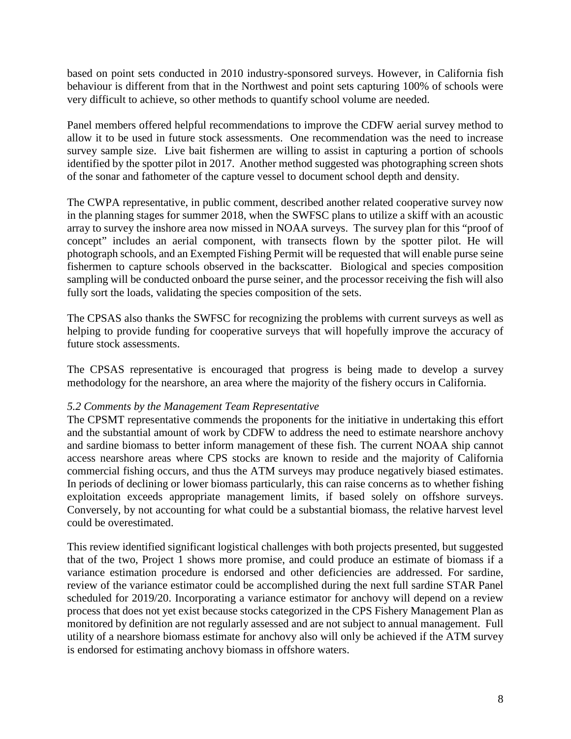based on point sets conducted in 2010 industry-sponsored surveys. However, in California fish behaviour is different from that in the Northwest and point sets capturing 100% of schools were very difficult to achieve, so other methods to quantify school volume are needed.

Panel members offered helpful recommendations to improve the CDFW aerial survey method to allow it to be used in future stock assessments. One recommendation was the need to increase survey sample size. Live bait fishermen are willing to assist in capturing a portion of schools identified by the spotter pilot in 2017. Another method suggested was photographing screen shots of the sonar and fathometer of the capture vessel to document school depth and density.

The CWPA representative, in public comment, described another related cooperative survey now in the planning stages for summer 2018, when the SWFSC plans to utilize a skiff with an acoustic array to survey the inshore area now missed in NOAA surveys. The survey plan for this "proof of concept" includes an aerial component, with transects flown by the spotter pilot. He will photograph schools, and an Exempted Fishing Permit will be requested that will enable purse seine fishermen to capture schools observed in the backscatter. Biological and species composition sampling will be conducted onboard the purse seiner, and the processor receiving the fish will also fully sort the loads, validating the species composition of the sets.

The CPSAS also thanks the SWFSC for recognizing the problems with current surveys as well as helping to provide funding for cooperative surveys that will hopefully improve the accuracy of future stock assessments.

The CPSAS representative is encouraged that progress is being made to develop a survey methodology for the nearshore, an area where the majority of the fishery occurs in California.

*5.2 Comments by the Management Team Representative*

The CPSMT representative commends the proponents for the initiative in undertaking this effort and the substantial amount of work by CDFW to address the need to estimate nearshore anchovy and sardine biomass to better inform management of these fish. The current NOAA ship cannot access nearshore areas where CPS stocks are known to reside and the majority of California commercial fishing occurs, and thus the ATM surveys may produce negatively biased estimates. In periods of declining or lower biomass particularly, this can raise concerns as to whether fishing exploitation exceeds appropriate management limits, if based solely on offshore surveys. Conversely, by not accounting for what could be a substantial biomass, the relative harvest level could be overestimated.

This review identified significant logistical challenges with both projects presented, but suggested that of the two, Project 1 shows more promise, and could produce an estimate of biomass if a variance estimation procedure is endorsed and other deficiencies are addressed. For sardine, review of the variance estimator could be accomplished during the next full sardine STAR Panel scheduled for 2019/20. Incorporating a variance estimator for anchovy will depend on a review process that does not yet exist because stocks categorized in the CPS Fishery Management Plan as monitored by definition are not regularly assessed and are not subject to annual management. Full utility of a nearshore biomass estimate for anchovy also will only be achieved if the ATM survey is endorsed for estimating anchovy biomass in offshore waters.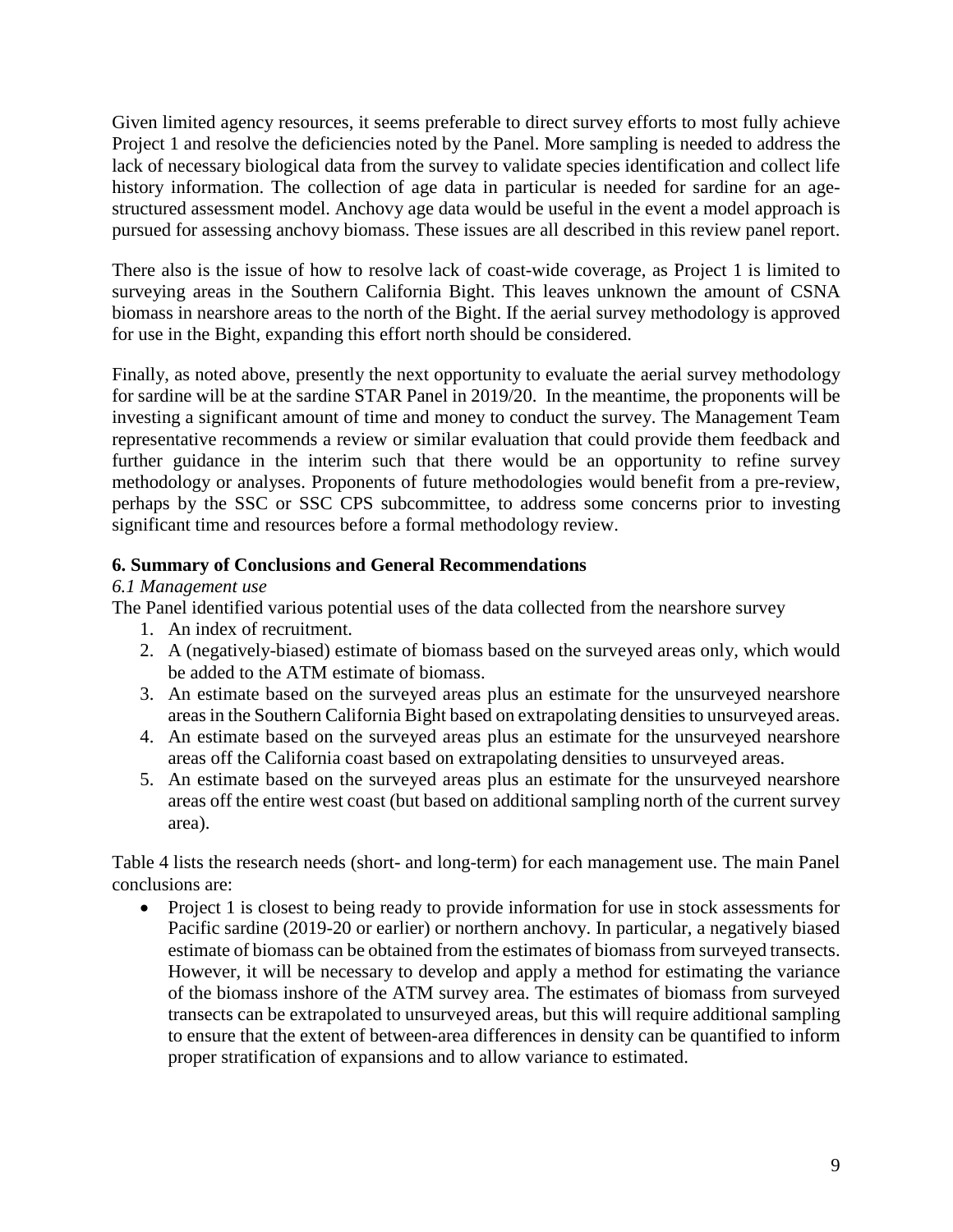Given limited agency resources, it seems preferable to direct survey efforts to most fully achieve Project 1 and resolve the deficiencies noted by the Panel. More sampling is needed to address the lack of necessary biological data from the survey to validate species identification and collect life history information. The collection of age data in particular is needed for sardine for an age-structured assessment model. Anchovy age data would be useful in the event a model approach is pursued for assessing anchovy biomass. These issues are all described in this review panel report.

There also is the issue of how to resolve lack of coast-wide coverage, as Project 1 is limited to surveying areas in the Southern California Bight. This leaves unknown the amount of CSNA biomass in nearshore areas to the north of the Bight. If the aerial survey methodology is approved for use in the Bight, expanding this effort north should be considered.

Finally, as noted above, presently the next opportunity to evaluate the aerial survey methodology for sardine will be at the sardine STAR Panel in 2019/20. In the meantime, the proponents will be investing a significant amount of time and money to conduct the survey. The Management Team representative recommends a review or similar evaluation that could provide them feedback and further guidance in the interim such that there would be an opportunity to refine survey methodology or analyses. Proponents of future methodologies would benefit from a pre-review, perhaps by the SSC or SSC CPS subcommittee, to address some concerns prior to investing significant time and resources before a formal methodology review.

## 6. Summary of Conclusions and General Recommendations

*6.1 Management use*

The Panel identified various potential uses of the data collected from the nearshore survey

1. An index of recruitment.
2. A (negatively-biased) estimate of biomass based on the surveyed areas only, which would be added to the ATM estimate of biomass.
3. An estimate based on the surveyed areas plus an estimate for the unsurveyed nearshore areas in the Southern California Bight based on extrapolating densities to unsurveyed areas.
4. An estimate based on the surveyed areas plus an estimate for the unsurveyed nearshore areas off the California coast based on extrapolating densities to unsurveyed areas.
5. An estimate based on the surveyed areas plus an estimate for the unsurveyed nearshore areas off the entire west coast (but based on additional sampling north of the current survey area).

Table 4 lists the research needs (short- and long-term) for each management use. The main Panel conclusions are:

- Project 1 is closest to being ready to provide information for use in stock assessments for Pacific sardine (2019-20 or earlier) or northern anchovy. In particular, a negatively biased estimate of biomass can be obtained from the estimates of biomass from surveyed transects. However, it will be necessary to develop and apply a method for estimating the variance of the biomass inshore of the ATM survey area. The estimates of biomass from surveyed transects can be extrapolated to unsurveyed areas, but this will require additional sampling to ensure that the extent of between-area differences in density can be quantified to inform proper stratification of expansions and to allow variance to estimated.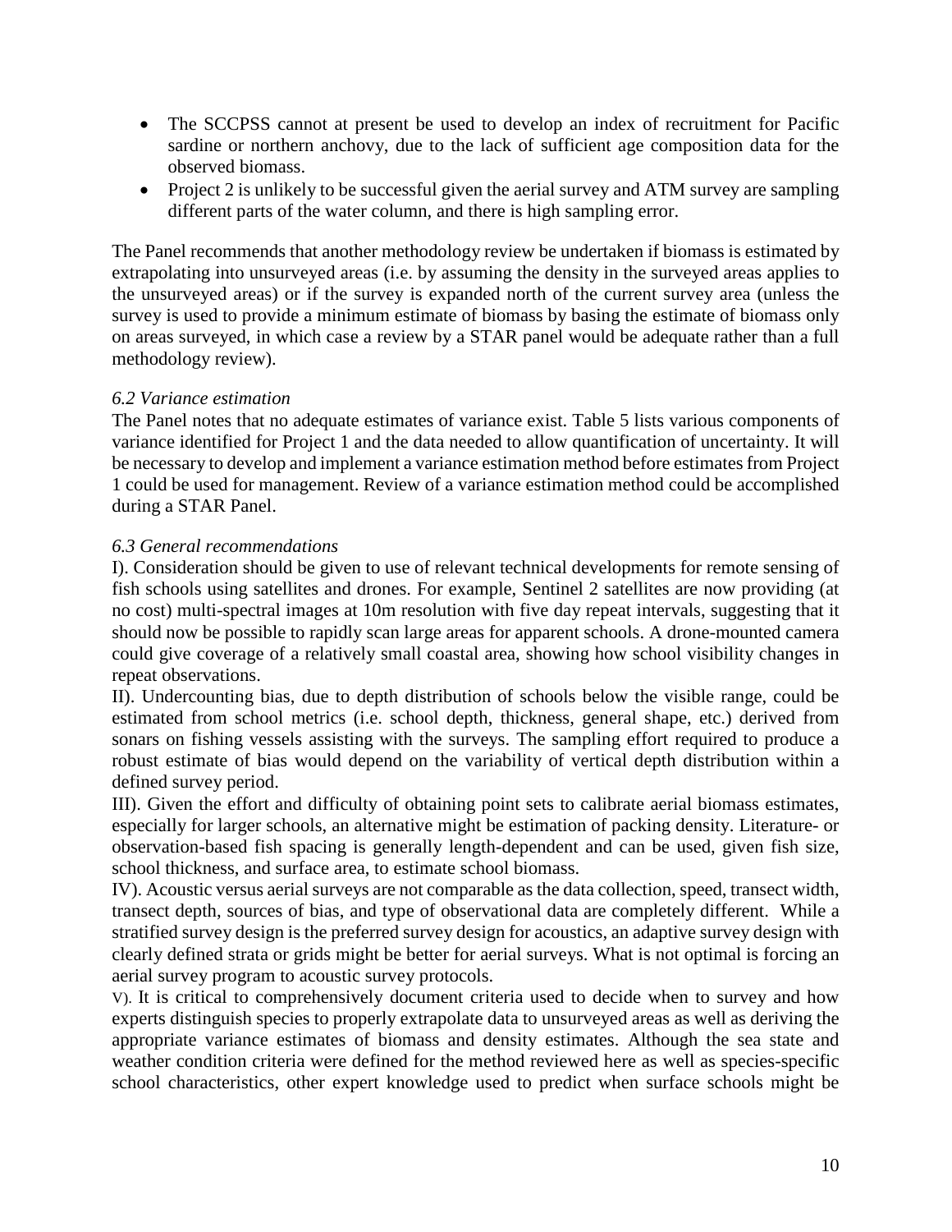- The SCCPSS cannot at present be used to develop an index of recruitment for Pacific sardine or northern anchovy, due to the lack of sufficient age composition data for the observed biomass.
- Project 2 is unlikely to be successful given the aerial survey and ATM survey are sampling different parts of the water column, and there is high sampling error.

The Panel recommends that another methodology review be undertaken if biomass is estimated by extrapolating into unsurveyed areas (i.e. by assuming the density in the surveyed areas applies to the unsurveyed areas) or if the survey is expanded north of the current survey area (unless the survey is used to provide a minimum estimate of biomass by basing the estimate of biomass only on areas surveyed, in which case a review by a STAR panel would be adequate rather than a full methodology review).

### *6.2 Variance estimation*

The Panel notes that no adequate estimates of variance exist. Table 5 lists various components of variance identified for Project 1 and the data needed to allow quantification of uncertainty. It will be necessary to develop and implement a variance estimation method before estimates from Project 1 could be used for management. Review of a variance estimation method could be accomplished during a STAR Panel.

### *6.3 General recommendations*

I). Consideration should be given to use of relevant technical developments for remote sensing of fish schools using satellites and drones. For example, Sentinel 2 satellites are now providing (at no cost) multi-spectral images at 10m resolution with five day repeat intervals, suggesting that it should now be possible to rapidly scan large areas for apparent schools. A drone-mounted camera could give coverage of a relatively small coastal area, showing how school visibility changes in repeat observations.

II). Undercounting bias, due to depth distribution of schools below the visible range, could be estimated from school metrics (i.e. school depth, thickness, general shape, etc.) derived from sonars on fishing vessels assisting with the surveys. The sampling effort required to produce a robust estimate of bias would depend on the variability of vertical depth distribution within a defined survey period.

III). Given the effort and difficulty of obtaining point sets to calibrate aerial biomass estimates, especially for larger schools, an alternative might be estimation of packing density. Literature- or observation-based fish spacing is generally length-dependent and can be used, given fish size, school thickness, and surface area, to estimate school biomass.

IV). Acoustic versus aerial surveys are not comparable as the data collection, speed, transect width, transect depth, sources of bias, and type of observational data are completely different. While a stratified survey design is the preferred survey design for acoustics, an adaptive survey design with clearly defined strata or grids might be better for aerial surveys. What is not optimal is forcing an aerial survey program to acoustic survey protocols.

V). It is critical to comprehensively document criteria used to decide when to survey and how experts distinguish species to properly extrapolate data to unsurveyed areas as well as deriving the appropriate variance estimates of biomass and density estimates. Although the sea state and weather condition criteria were defined for the method reviewed here as well as species-specific school characteristics, other expert knowledge used to predict when surface schools might be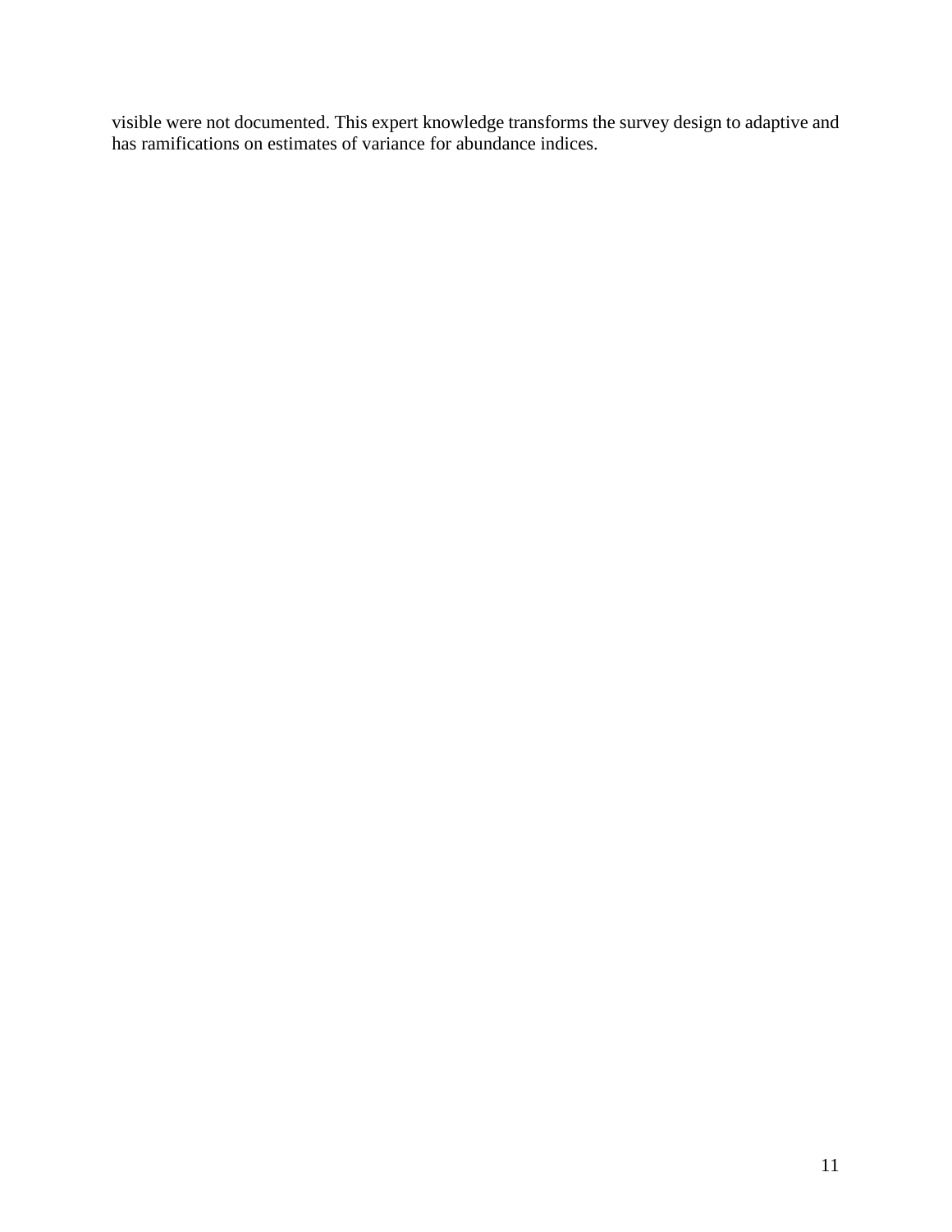visible were not documented. This expert knowledge transforms the survey design to adaptive and has ramifications on estimates of variance for abundance indices.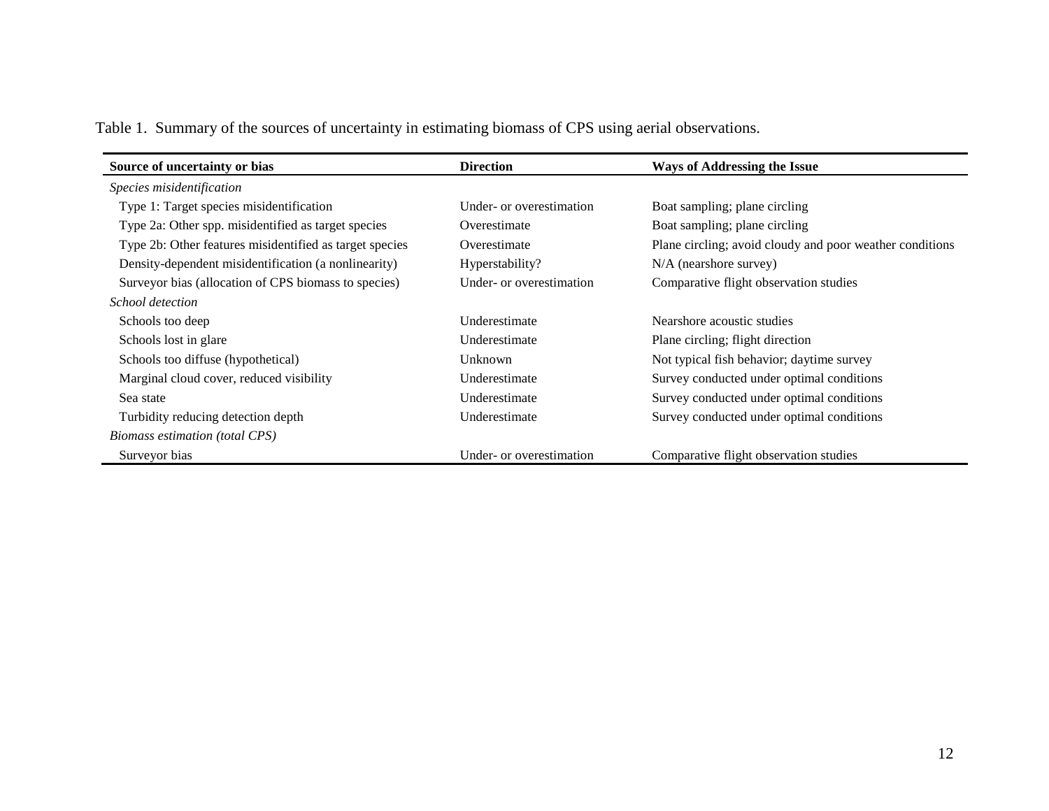Table 1. Summary of the sources of uncertainty in estimating biomass of CPS using aerial observations.

| Source of uncertainty or bias | Direction | Ways of Addressing the Issue |
|---|---|---|
| *Species misidentification* | | |
| Type 1: Target species misidentification | Under- or overestimation | Boat sampling; plane circling |
| Type 2a: Other spp. misidentified as target species | Overestimate | Boat sampling; plane circling |
| Type 2b: Other features misidentified as target species | Overestimate | Plane circling; avoid cloudy and poor weather conditions |
| Density-dependent misidentification (a nonlinearity) | Hyperstability? | N/A (nearshore survey) |
| Surveyor bias (allocation of CPS biomass to species) | Under- or overestimation | Comparative flight observation studies |
| *School detection* | | |
| Schools too deep | Underestimate | Nearshore acoustic studies |
| Schools lost in glare | Underestimate | Plane circling; flight direction |
| Schools too diffuse (hypothetical) | Unknown | Not typical fish behavior; daytime survey |
| Marginal cloud cover, reduced visibility | Underestimate | Survey conducted under optimal conditions |
| Sea state | Underestimate | Survey conducted under optimal conditions |
| Turbidity reducing detection depth | Underestimate | Survey conducted under optimal conditions |
| *Biomass estimation (total CPS)* | | |
| Surveyor bias | Under- or overestimation | Comparative flight observation studies |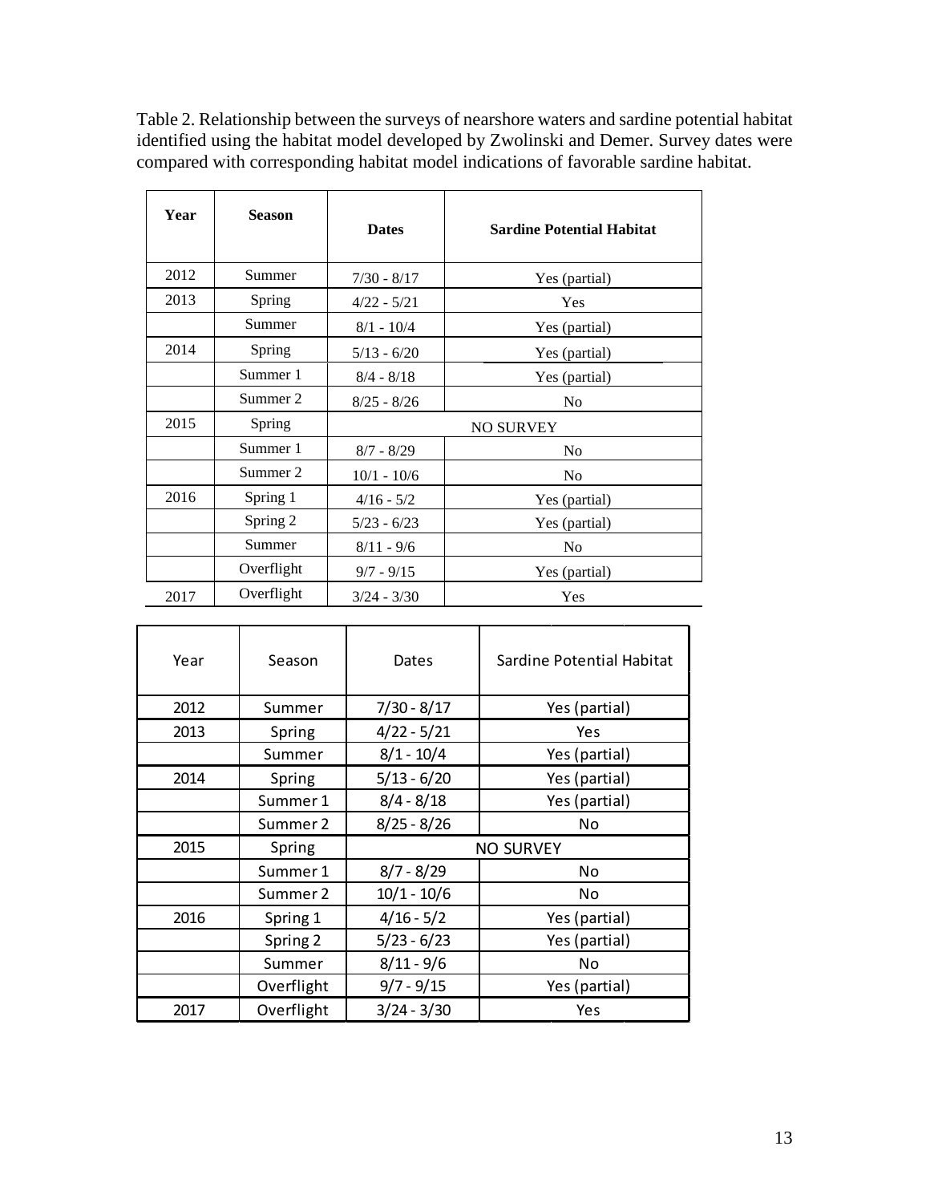Table 2. Relationship between the surveys of nearshore waters and sardine potential habitat identified using the habitat model developed by Zwolinski and Demer. Survey dates were compared with corresponding habitat model indications of favorable sardine habitat.

| Year | Season | Dates | Sardine Potential Habitat |
|---|---|---|---|
| 2012 | Summer | 7/30 - 8/17 | Yes (partial) |
| 2013 | Spring | 4/22 - 5/21 | Yes |
| | Summer | 8/1 - 10/4 | Yes (partial) |
| 2014 | Spring | 5/13 - 6/20 | Yes (partial) |
| | Summer 1 | 8/4 - 8/18 | Yes (partial) |
| | Summer 2 | 8/25 - 8/26 | No |
| 2015 | Spring | NO SURVEY | |
| | Summer 1 | 8/7 - 8/29 | No |
| | Summer 2 | 10/1 - 10/6 | No |
| 2016 | Spring 1 | 4/16 - 5/2 | Yes (partial) |
| | Spring 2 | 5/23 - 6/23 | Yes (partial) |
| | Summer | 8/11 - 9/6 | No |
| | Overflight | 9/7 - 9/15 | Yes (partial) |
| 2017 | Overflight | 3/24 - 3/30 | Yes |

| Year | Season | Dates | Sardine Potential Habitat |
|---|---|---|---|
| 2012 | Summer | 7/30 - 8/17 | Yes (partial) |
| 2013 | Spring | 4/22 - 5/21 | Yes |
| | Summer | 8/1 - 10/4 | Yes (partial) |
| 2014 | Spring | 5/13 - 6/20 | Yes (partial) |
| | Summer 1 | 8/4 - 8/18 | Yes (partial) |
| | Summer 2 | 8/25 - 8/26 | No |
| 2015 | Spring | NO SURVEY | |
| | Summer 1 | 8/7 - 8/29 | No |
| | Summer 2 | 10/1 - 10/6 | No |
| 2016 | Spring 1 | 4/16 - 5/2 | Yes (partial) |
| | Spring 2 | 5/23 - 6/23 | Yes (partial) |
| | Summer | 8/11 - 9/6 | No |
| | Overflight | 9/7 - 9/15 | Yes (partial) |
| 2017 | Overflight | 3/24 - 3/30 | Yes |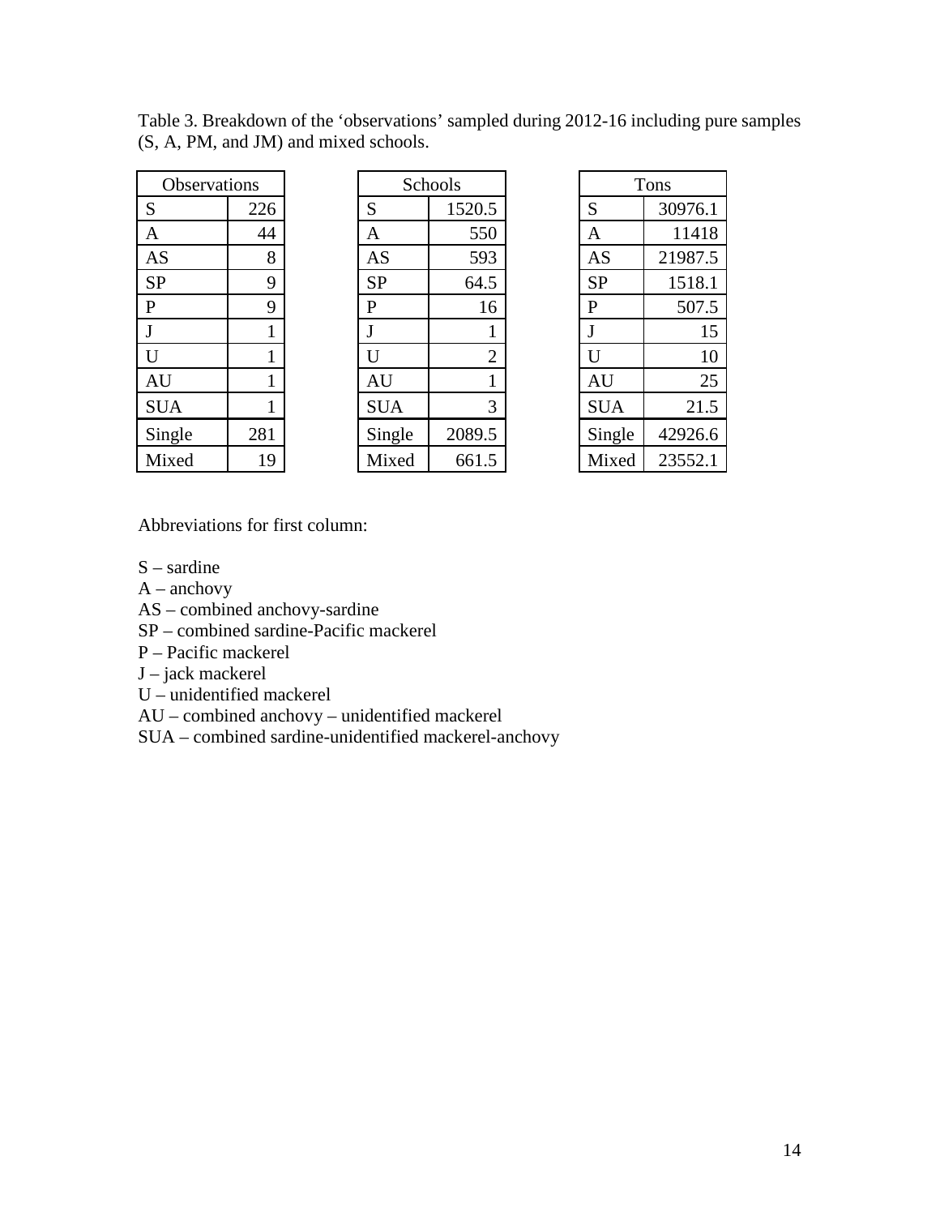Table 3. Breakdown of the 'observations' sampled during 2012-16 including pure samples (S, A, PM, and JM) and mixed schools.

| Observations | |
|---|---|
| S | 226 |
| A | 44 |
| AS | 8 |
| SP | 9 |
| P | 9 |
| J | 1 |
| U | 1 |
| AU | 1 |
| SUA | 1 |
| Single | 281 |
| Mixed | 19 |

| Schools | |
|---|---|
| S | 1520.5 |
| A | 550 |
| AS | 593 |
| SP | 64.5 |
| P | 16 |
| J | 1 |
| U | 2 |
| AU | 1 |
| SUA | 3 |
| Single | 2089.5 |
| Mixed | 661.5 |

| Tons | |
|---|---|
| S | 30976.1 |
| A | 11418 |
| AS | 21987.5 |
| SP | 1518.1 |
| P | 507.5 |
| J | 15 |
| U | 10 |
| AU | 25 |
| SUA | 21.5 |
| Single | 42926.6 |
| Mixed | 23552.1 |

Abbreviations for first column:

S – sardine
A – anchovy
AS – combined anchovy-sardine
SP – combined sardine-Pacific mackerel
P – Pacific mackerel
J – jack mackerel
U – unidentified mackerel
AU – combined anchovy – unidentified mackerel
SUA – combined sardine-unidentified mackerel-anchovy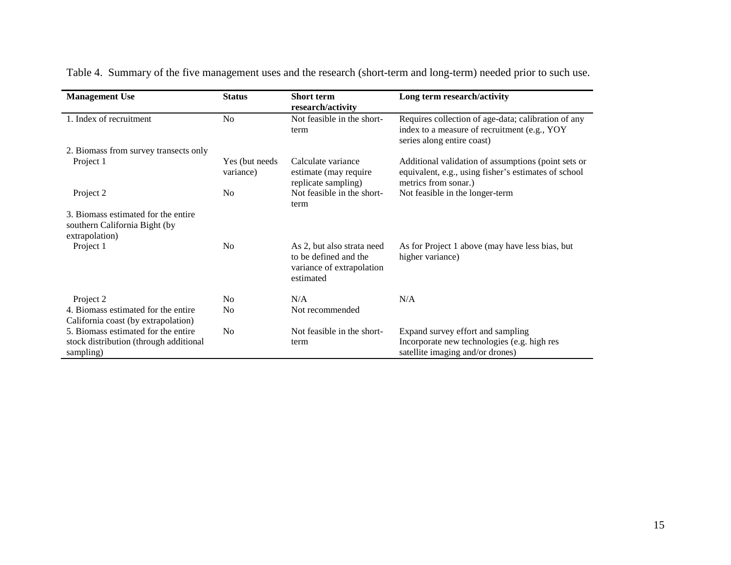Table 4. Summary of the five management uses and the research (short-term and long-term) needed prior to such use.

| Management Use | Status | Short term research/activity | Long term research/activity |
|---|---|---|---|
| 1. Index of recruitment | No | Not feasible in the short-term | Requires collection of age-data; calibration of any index to a measure of recruitment (e.g., YOY series along entire coast) |
| 2. Biomass from survey transects only | | | |
| Project 1 | Yes (but needs variance) | Calculate variance estimate (may require replicate sampling) | Additional validation of assumptions (point sets or equivalent, e.g., using fisher's estimates of school metrics from sonar.) |
| Project 2 | No | Not feasible in the short-term | Not feasible in the longer-term |
| 3. Biomass estimated for the entire southern California Bight (by extrapolation) | | | |
| Project 1 | No | As 2, but also strata need to be defined and the variance of extrapolation estimated | As for Project 1 above (may have less bias, but higher variance) |
| Project 2 | No | N/A | N/A |
| 4. Biomass estimated for the entire California coast (by extrapolation) | No | Not recommended | |
| 5. Biomass estimated for the entire stock distribution (through additional sampling) | No | Not feasible in the short-term | Expand survey effort and sampling<br>Incorporate new technologies (e.g. high res satellite imaging and/or drones) |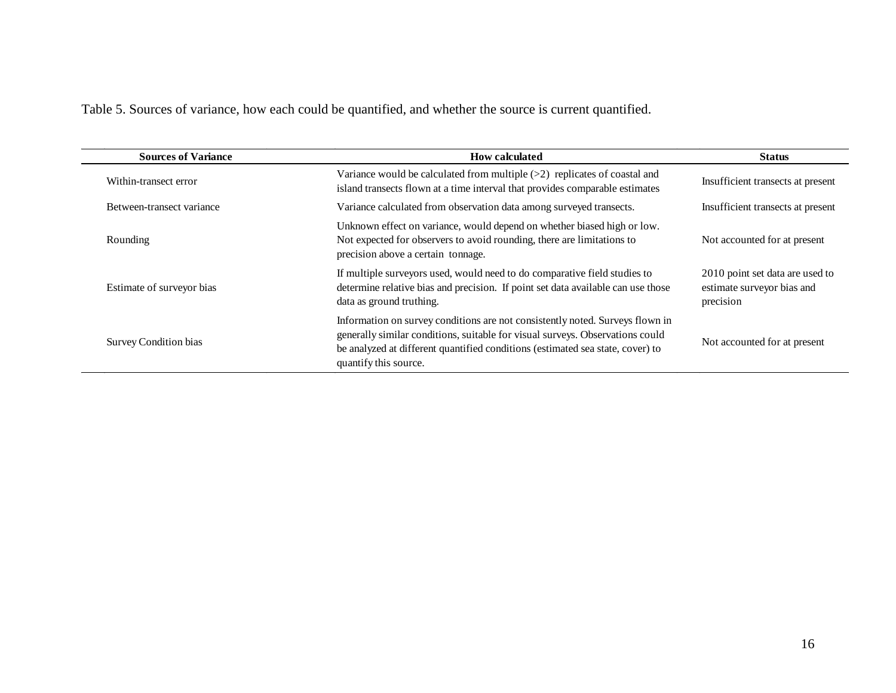Table 5. Sources of variance, how each could be quantified, and whether the source is current quantified.

| Sources of Variance | How calculated | Status |
|---|---|---|
| Within-transect error | Variance would be calculated from multiple (>2) replicates of coastal and island transects flown at a time interval that provides comparable estimates | Insufficient transects at present |
| Between-transect variance | Variance calculated from observation data among surveyed transects. | Insufficient transects at present |
| Rounding | Unknown effect on variance, would depend on whether biased high or low. Not expected for observers to avoid rounding, there are limitations to precision above a certain tonnage. | Not accounted for at present |
| Estimate of surveyor bias | If multiple surveyors used, would need to do comparative field studies to determine relative bias and precision. If point set data available can use those data as ground truthing. | 2010 point set data are used to estimate surveyor bias and precision |
| Survey Condition bias | Information on survey conditions are not consistently noted. Surveys flown in generally similar conditions, suitable for visual surveys. Observations could be analyzed at different quantified conditions (estimated sea state, cover) to quantify this source. | Not accounted for at present |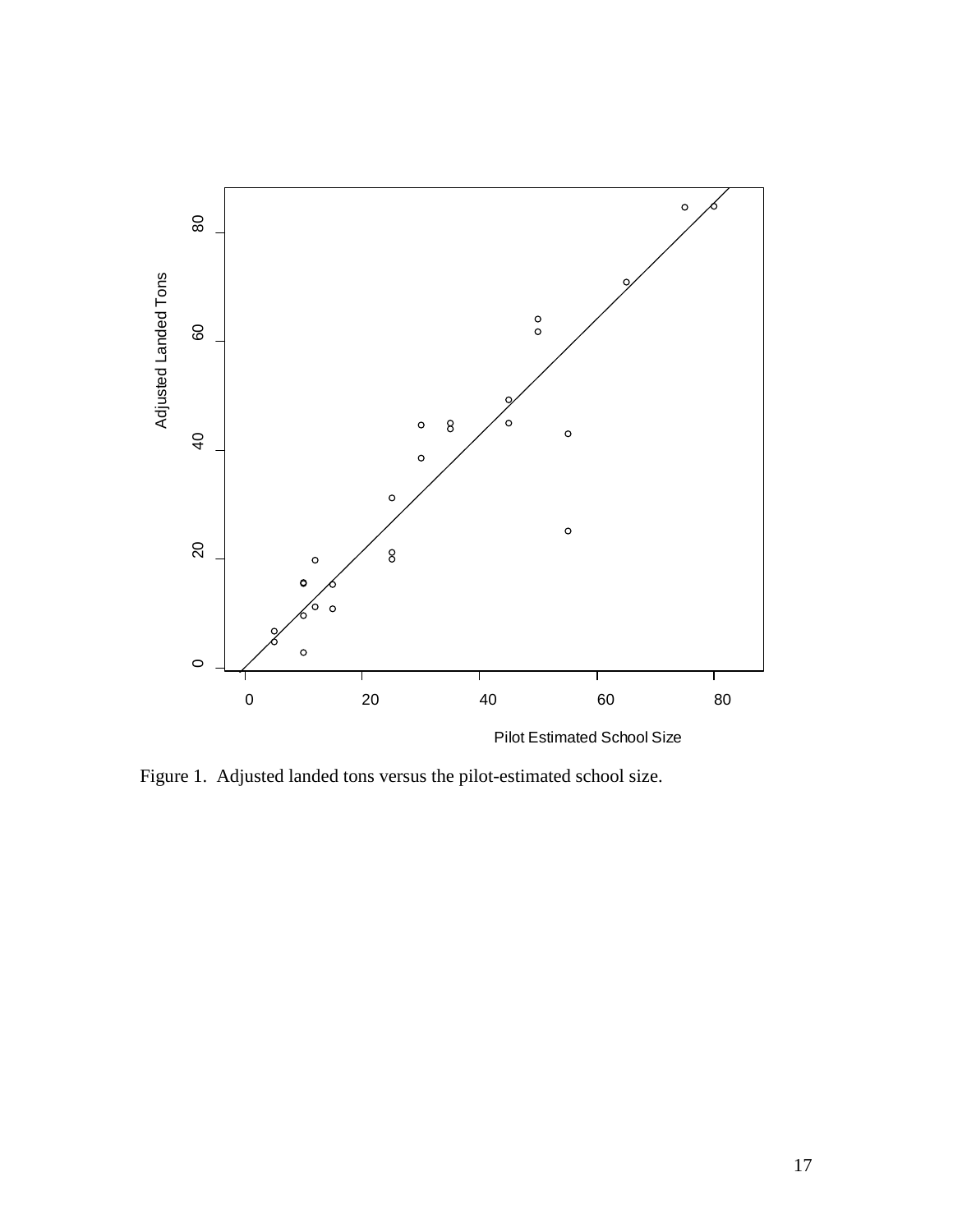Figure 1. Adjusted landed tons versus the pilot-estimated school size.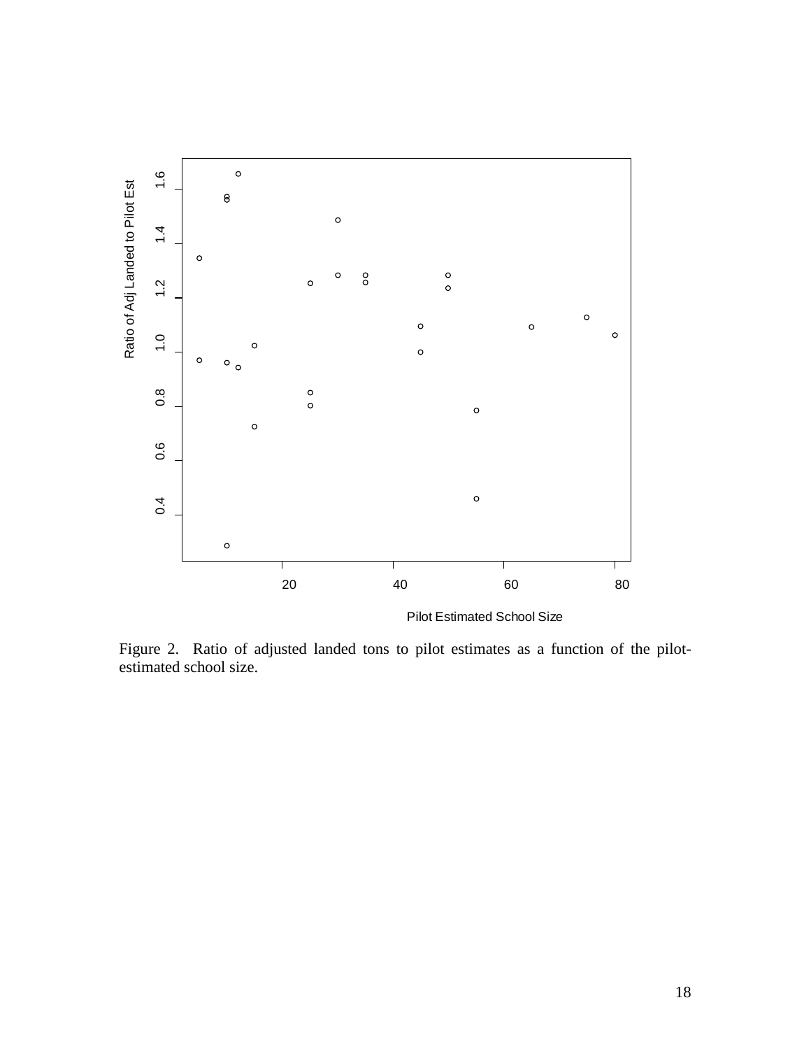Figure 2. Ratio of adjusted landed tons to pilot estimates as a function of the pilot-estimated school size.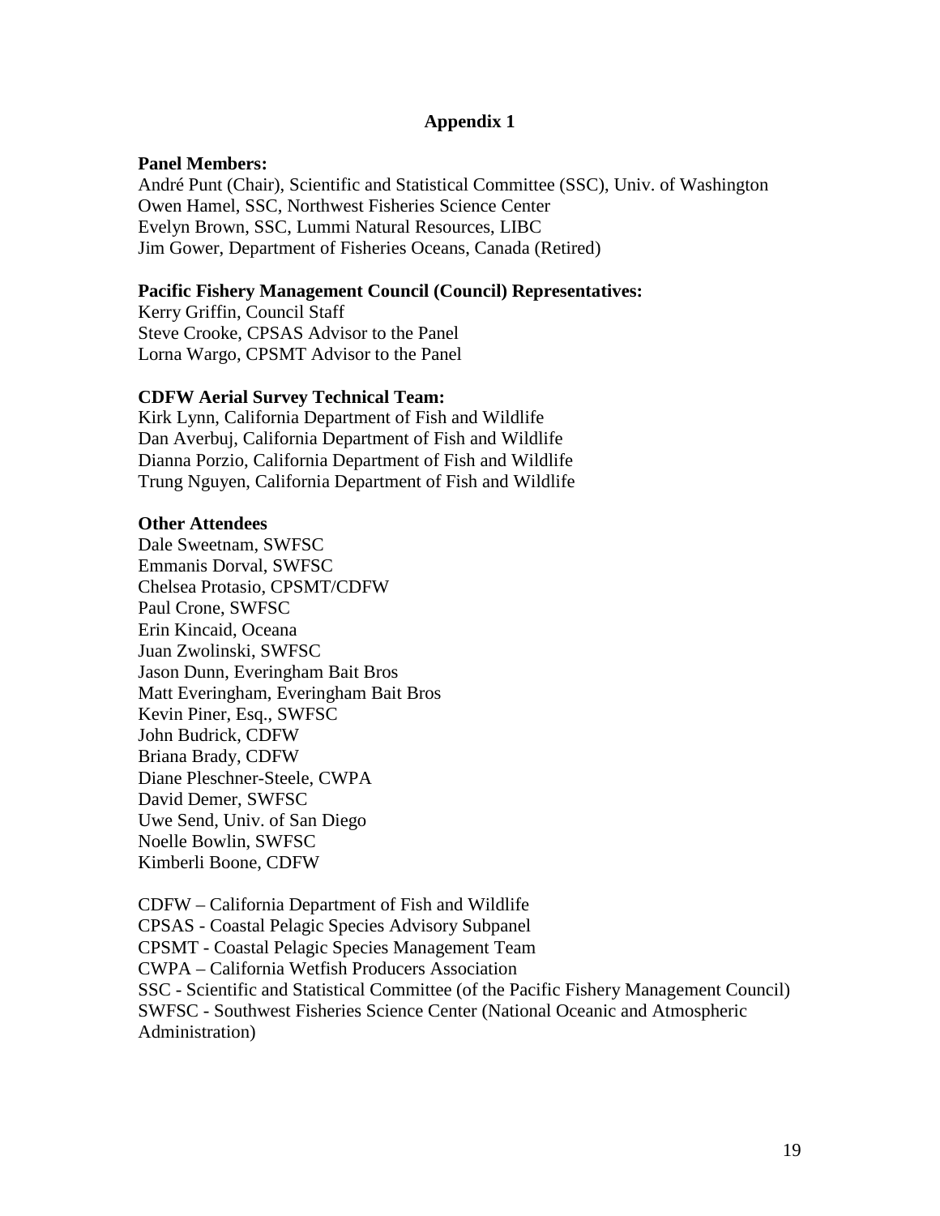## Appendix 1

**Panel Members:**
André Punt (Chair), Scientific and Statistical Committee (SSC), Univ. of Washington
Owen Hamel, SSC, Northwest Fisheries Science Center
Evelyn Brown, SSC, Lummi Natural Resources, LIBC
Jim Gower, Department of Fisheries Oceans, Canada (Retired)

**Pacific Fishery Management Council (Council) Representatives:**
Kerry Griffin, Council Staff
Steve Crooke, CPSAS Advisor to the Panel
Lorna Wargo, CPSMT Advisor to the Panel

**CDFW Aerial Survey Technical Team:**
Kirk Lynn, California Department of Fish and Wildlife
Dan Averbuj, California Department of Fish and Wildlife
Dianna Porzio, California Department of Fish and Wildlife
Trung Nguyen, California Department of Fish and Wildlife

**Other Attendees**
Dale Sweetnam, SWFSC
Emmanis Dorval, SWFSC
Chelsea Protasio, CPSMT/CDFW
Paul Crone, SWFSC
Erin Kincaid, Oceana
Juan Zwolinski, SWFSC
Jason Dunn, Everingham Bait Bros
Matt Everingham, Everingham Bait Bros
Kevin Piner, Esq., SWFSC
John Budrick, CDFW
Briana Brady, CDFW
Diane Pleschner-Steele, CWPA
David Demer, SWFSC
Uwe Send, Univ. of San Diego
Noelle Bowlin, SWFSC
Kimberli Boone, CDFW

CDFW – California Department of Fish and Wildlife
CPSAS - Coastal Pelagic Species Advisory Subpanel
CPSMT - Coastal Pelagic Species Management Team
CWPA – California Wetfish Producers Association
SSC - Scientific and Statistical Committee (of the Pacific Fishery Management Council)
SWFSC - Southwest Fisheries Science Center (National Oceanic and Atmospheric Administration)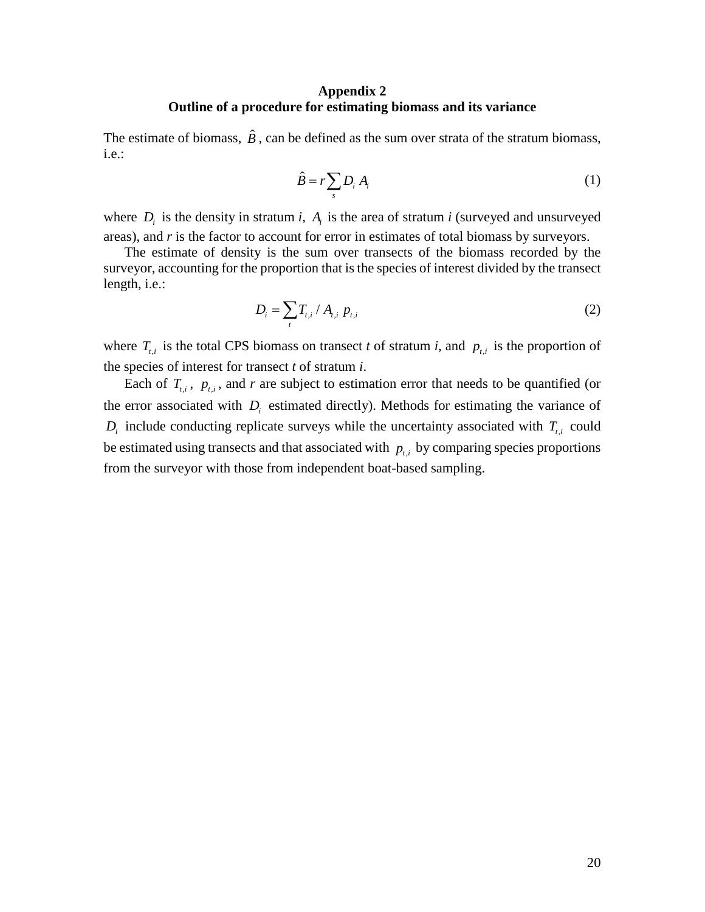# Appendix 2
## Outline of a procedure for estimating biomass and its variance

The estimate of biomass, $\hat{B}$, can be defined as the sum over strata of the stratum biomass, i.e.:

$$\hat{B} = r \sum_{s} D_i \, A_i \tag{1}$$

where $D_i$ is the density in stratum *i*, $A_i$ is the area of stratum *i* (surveyed and unsurveyed areas), and *r* is the factor to account for error in estimates of total biomass by surveyors.

The estimate of density is the sum over transects of the biomass recorded by the surveyor, accounting for the proportion that is the species of interest divided by the transect length, i.e.:

$$D_i = \sum_{t} T_{t,i} \, / \, A_{t,i} \; p_{t,i} \tag{2}$$

where $T_{t,i}$ is the total CPS biomass on transect *t* of stratum *i*, and $p_{t,i}$ is the proportion of the species of interest for transect *t* of stratum *i*.

Each of $T_{t,i}$, $p_{t,i}$, and *r* are subject to estimation error that needs to be quantified (or the error associated with $D_i$ estimated directly). Methods for estimating the variance of $D_i$ include conducting replicate surveys while the uncertainty associated with $T_{t,i}$ could be estimated using transects and that associated with $p_{t,i}$ by comparing species proportions from the surveyor with those from independent boat-based sampling.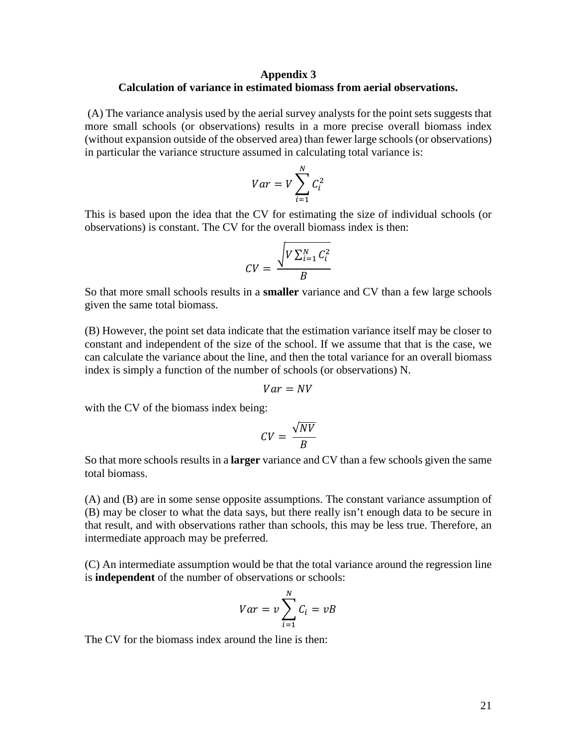# Appendix 3
## Calculation of variance in estimated biomass from aerial observations.

(A) The variance analysis used by the aerial survey analysts for the point sets suggests that more small schools (or observations) results in a more precise overall biomass index (without expansion outside of the observed area) than fewer large schools (or observations) in particular the variance structure assumed in calculating total variance is:

$$Var = V\sum_{i=1}^{N} C_i^2$$

This is based upon the idea that the CV for estimating the size of individual schools (or observations) is constant. The CV for the overall biomass index is then:

$$CV = \frac{\sqrt{V\sum_{i=1}^{N} C_i^2}}{B}$$

So that more small schools results in a **smaller** variance and CV than a few large schools given the same total biomass.

(B) However, the point set data indicate that the estimation variance itself may be closer to constant and independent of the size of the school. If we assume that that is the case, we can calculate the variance about the line, and then the total variance for an overall biomass index is simply a function of the number of schools (or observations) N.

$$Var = NV$$

with the CV of the biomass index being:

$$CV = \frac{\sqrt{NV}}{B}$$

So that more schools results in a **larger** variance and CV than a few schools given the same total biomass.

(A) and (B) are in some sense opposite assumptions. The constant variance assumption of (B) may be closer to what the data says, but there really isn't enough data to be secure in that result, and with observations rather than schools, this may be less true. Therefore, an intermediate approach may be preferred.

(C) An intermediate assumption would be that the total variance around the regression line is **independent** of the number of observations or schools:

$$Var = v\sum_{i=1}^{N} C_i = vB$$

The CV for the biomass index around the line is then: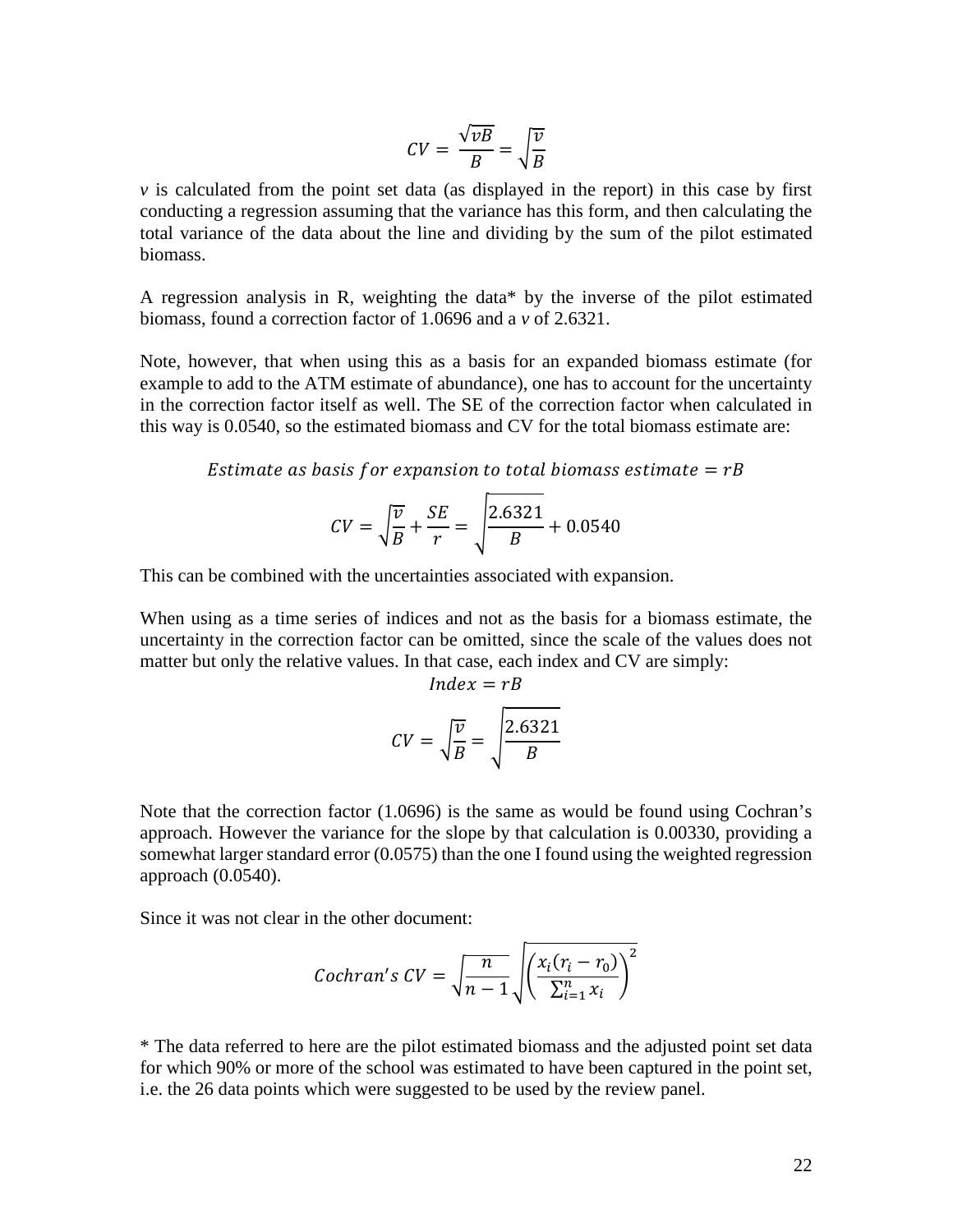$$CV = \frac{\sqrt{vB}}{B} = \sqrt{\frac{v}{B}}$$

*v* is calculated from the point set data (as displayed in the report) in this case by first conducting a regression assuming that the variance has this form, and then calculating the total variance of the data about the line and dividing by the sum of the pilot estimated biomass.

A regression analysis in R, weighting the data* by the inverse of the pilot estimated biomass, found a correction factor of 1.0696 and a *v* of 2.6321.

Note, however, that when using this as a basis for an expanded biomass estimate (for example to add to the ATM estimate of abundance), one has to account for the uncertainty in the correction factor itself as well. The SE of the correction factor when calculated in this way is 0.0540, so the estimated biomass and CV for the total biomass estimate are:

$$Estimate\ as\ basis\ for\ expansion\ to\ total\ biomass\ estimate = rB$$

$$CV = \sqrt{\frac{v}{B}} + \frac{SE}{r} = \sqrt{\frac{2.6321}{B}} + 0.0540$$

This can be combined with the uncertainties associated with expansion.

When using as a time series of indices and not as the basis for a biomass estimate, the uncertainty in the correction factor can be omitted, since the scale of the values does not matter but only the relative values. In that case, each index and CV are simply:

$$Index = rB$$

$$CV = \sqrt{\frac{v}{B}} = \sqrt{\frac{2.6321}{B}}$$

Note that the correction factor (1.0696) is the same as would be found using Cochran's approach. However the variance for the slope by that calculation is 0.00330, providing a somewhat larger standard error (0.0575) than the one I found using the weighted regression approach (0.0540).

Since it was not clear in the other document:

$$Cochran's\ CV = \sqrt{\frac{n}{n-1}}\sqrt{\left(\frac{x_i(r_i - r_0)}{\sum_{i=1}^{n} x_i}\right)^2}$$

\* The data referred to here are the pilot estimated biomass and the adjusted point set data for which 90% or more of the school was estimated to have been captured in the point set, i.e. the 26 data points which were suggested to be used by the review panel.